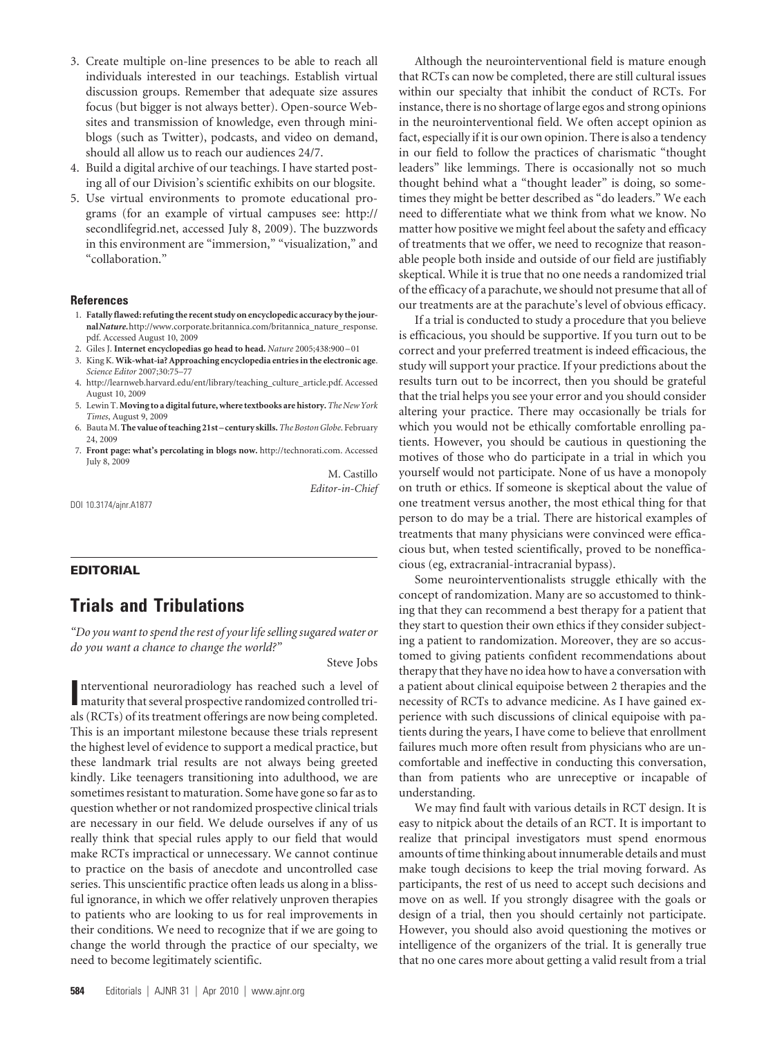3. Create multiple on-line presences to be able to reach all individuals interested in our teachings. Establish virtual discussion groups. Remember that adequate size assures focus (but bigger is not always better). Open-source Websites and transmission of knowledge, even through miniblogs (such as Twitter), podcasts, and video on demand, should all allow us to reach our audiences 24/7.
4. Build a digital archive of our teachings. I have started posting all of our Division's scientific exhibits on our blogsite.
5. Use virtual environments to promote educational programs (for an example of virtual campuses see: http://secondlifegrid.net, accessed July 8, 2009). The buzzwords in this environment are "immersion," "visualization," and "collaboration."

### References

1. **Fatally flawed: refuting the recent study on encyclopedic accuracy by the journal *Nature*.** http://www.corporate.britannica.com/britannica_nature_response.pdf. Accessed August 10, 2009
2. Giles J. **Internet encyclopedias go head to head.** *Nature* 2005;438:900–01
3. King K. **Wik-what-ia? Approaching encyclopedia entries in the electronic age.** *Science Editor* 2007;30:75–77
4. http://learnweb.harvard.edu/ent/library/teaching_culture_article.pdf. Accessed August 10, 2009
5. Lewin T. **Moving to a digital future, where textbooks are history.** *The New York Times*, August 9, 2009
6. Bauta M. **The value of teaching 21st–century skills.** *The Boston Globe*. February 24, 2009
7. **Front page: what's percolating in blogs now.** http://technorati.com. Accessed July 8, 2009

M. Castillo
*Editor-in-Chief*

DOI 10.3174/ajnr.A1877

**EDITORIAL**

# Trials and Tribulations

*"Do you want to spend the rest of your life selling sugared water or do you want a chance to change the world?"*

Steve Jobs

Interventional neuroradiology has reached such a level of maturity that several prospective randomized controlled trials (RCTs) of its treatment offerings are now being completed. This is an important milestone because these trials represent the highest level of evidence to support a medical practice, but these landmark trial results are not always being greeted kindly. Like teenagers transitioning into adulthood, we are sometimes resistant to maturation. Some have gone so far as to question whether or not randomized prospective clinical trials are necessary in our field. We delude ourselves if any of us really think that special rules apply to our field that would make RCTs impractical or unnecessary. We cannot continue to practice on the basis of anecdote and uncontrolled case series. This unscientific practice often leads us along in a blissful ignorance, in which we offer relatively unproven therapies to patients who are looking to us for real improvements in their conditions. We need to recognize that if we are going to change the world through the practice of our specialty, we need to become legitimately scientific.

Although the neurointerventional field is mature enough that RCTs can now be completed, there are still cultural issues within our specialty that inhibit the conduct of RCTs. For instance, there is no shortage of large egos and strong opinions in the neurointerventional field. We often accept opinion as fact, especially if it is our own opinion. There is also a tendency in our field to follow the practices of charismatic "thought leaders" like lemmings. There is occasionally not so much thought behind what a "thought leader" is doing, so sometimes they might be better described as "do leaders." We each need to differentiate what we think from what we know. No matter how positive we might feel about the safety and efficacy of treatments that we offer, we need to recognize that reasonable people both inside and outside of our field are justifiably skeptical. While it is true that no one needs a randomized trial of the efficacy of a parachute, we should not presume that all of our treatments are at the parachute's level of obvious efficacy.

If a trial is conducted to study a procedure that you believe is efficacious, you should be supportive. If you turn out to be correct and your preferred treatment is indeed efficacious, the study will support your practice. If your predictions about the results turn out to be incorrect, then you should be grateful that the trial helps you see your error and you should consider altering your practice. There may occasionally be trials for which you would not be ethically comfortable enrolling patients. However, you should be cautious in questioning the motives of those who do participate in a trial in which you yourself would not participate. None of us have a monopoly on truth or ethics. If someone is skeptical about the value of one treatment versus another, the most ethical thing for that person to do may be a trial. There are historical examples of treatments that many physicians were convinced were efficacious but, when tested scientifically, proved to be nonefficacious (eg, extracranial-intracranial bypass).

Some neurointerventionalists struggle ethically with the concept of randomization. Many are so accustomed to thinking that they can recommend a best therapy for a patient that they start to question their own ethics if they consider subjecting a patient to randomization. Moreover, they are so accustomed to giving patients confident recommendations about therapy that they have no idea how to have a conversation with a patient about clinical equipoise between 2 therapies and the necessity of RCTs to advance medicine. As I have gained experience with such discussions of clinical equipoise with patients during the years, I have come to believe that enrollment failures much more often result from physicians who are uncomfortable and ineffective in conducting this conversation, than from patients who are unreceptive or incapable of understanding.

We may find fault with various details in RCT design. It is easy to nitpick about the details of an RCT. It is important to realize that principal investigators must spend enormous amounts of time thinking about innumerable details and must make tough decisions to keep the trial moving forward. As participants, the rest of us need to accept such decisions and move on as well. If you strongly disagree with the goals or design of a trial, then you should certainly not participate. However, you should also avoid questioning the motives or intelligence of the organizers of the trial. It is generally true that no one cares more about getting a valid result from a trial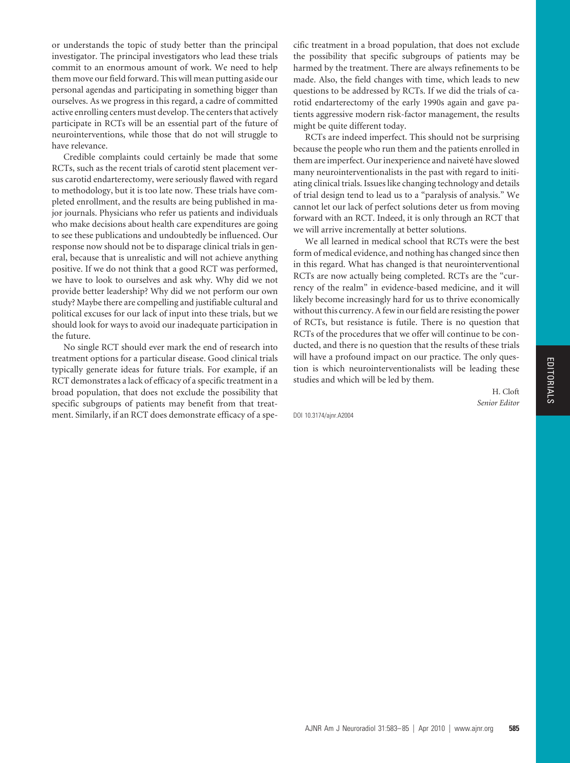or understands the topic of study better than the principal investigator. The principal investigators who lead these trials commit to an enormous amount of work. We need to help them move our field forward. This will mean putting aside our personal agendas and participating in something bigger than ourselves. As we progress in this regard, a cadre of committed active enrolling centers must develop. The centers that actively participate in RCTs will be an essential part of the future of neurointerventions, while those that do not will struggle to have relevance.

Credible complaints could certainly be made that some RCTs, such as the recent trials of carotid stent placement versus carotid endarterectomy, were seriously flawed with regard to methodology, but it is too late now. These trials have completed enrollment, and the results are being published in major journals. Physicians who refer us patients and individuals who make decisions about health care expenditures are going to see these publications and undoubtedly be influenced. Our response now should not be to disparage clinical trials in general, because that is unrealistic and will not achieve anything positive. If we do not think that a good RCT was performed, we have to look to ourselves and ask why. Why did we not provide better leadership? Why did we not perform our own study? Maybe there are compelling and justifiable cultural and political excuses for our lack of input into these trials, but we should look for ways to avoid our inadequate participation in the future.

No single RCT should ever mark the end of research into treatment options for a particular disease. Good clinical trials typically generate ideas for future trials. For example, if an RCT demonstrates a lack of efficacy of a specific treatment in a broad population, that does not exclude the possibility that specific subgroups of patients may benefit from that treatment. Similarly, if an RCT does demonstrate efficacy of a specific treatment in a broad population, that does not exclude the possibility that specific subgroups of patients may be harmed by the treatment. There are always refinements to be made. Also, the field changes with time, which leads to new questions to be addressed by RCTs. If we did the trials of carotid endarterectomy of the early 1990s again and gave patients aggressive modern risk-factor management, the results might be quite different today.

RCTs are indeed imperfect. This should not be surprising because the people who run them and the patients enrolled in them are imperfect. Our inexperience and naiveté have slowed many neurointerventionalists in the past with regard to initiating clinical trials. Issues like changing technology and details of trial design tend to lead us to a "paralysis of analysis." We cannot let our lack of perfect solutions deter us from moving forward with an RCT. Indeed, it is only through an RCT that we will arrive incrementally at better solutions.

We all learned in medical school that RCTs were the best form of medical evidence, and nothing has changed since then in this regard. What has changed is that neurointerventional RCTs are now actually being completed. RCTs are the "currency of the realm" in evidence-based medicine, and it will likely become increasingly hard for us to thrive economically without this currency. A few in our field are resisting the power of RCTs, but resistance is futile. There is no question that RCTs of the procedures that we offer will continue to be conducted, and there is no question that the results of these trials will have a profound impact on our practice. The only question is which neurointerventionalists will be leading these studies and which will be led by them.

H. Cloft
*Senior Editor*

DOI 10.3174/ajnr.A2004